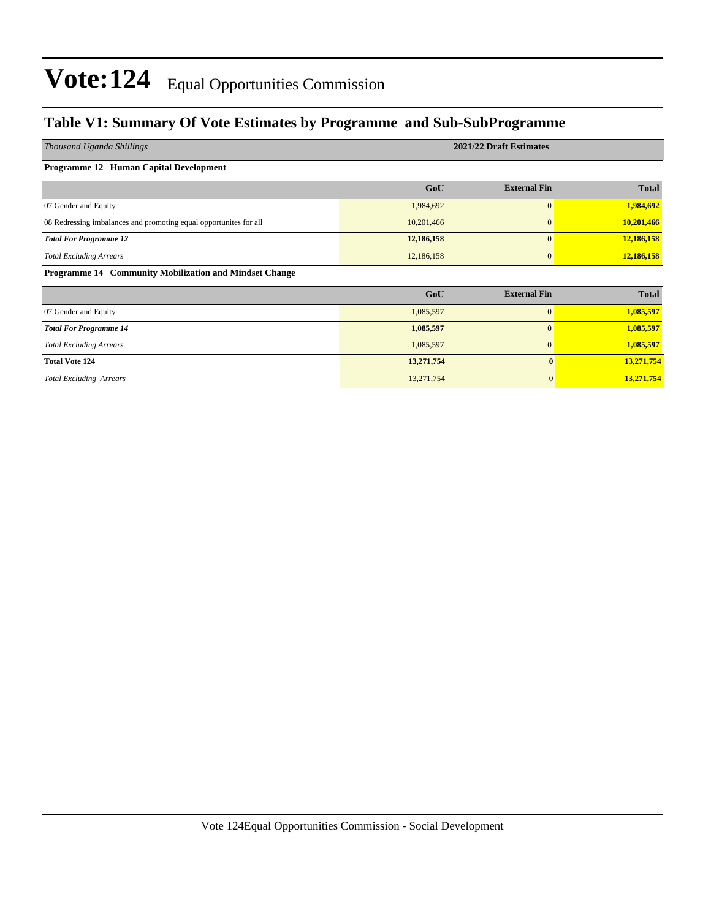# Vote:124 Equal Opportunities Commission

## Table V1: Summary Of Vote Estimates by Programme and Sub-SubProgramme

| *Thousand Uganda Shillings* | 2021/22 Draft Estimates | | |
|---|---|---|---|
| **Programme 12 Human Capital Development** | | | |
| | **GoU** | **External Fin** | **Total** |
| 07 Gender and Equity | 1,984,692 | 0 | **1,984,692** |
| 08 Redressing imbalances and promoting equal opportunites for all | 10,201,466 | 0 | **10,201,466** |
| ***Total For Programme 12*** | **12,186,158** | **0** | **12,186,158** |
| *Total Excluding Arrears* | 12,186,158 | 0 | **12,186,158** |
| **Programme 14 Community Mobilization and Mindset Change** | | | |
| | **GoU** | **External Fin** | **Total** |
| 07 Gender and Equity | 1,085,597 | 0 | **1,085,597** |
| ***Total For Programme 14*** | **1,085,597** | **0** | **1,085,597** |
| *Total Excluding Arrears* | 1,085,597 | 0 | **1,085,597** |
| **Total Vote 124** | **13,271,754** | **0** | **13,271,754** |
| *Total Excluding Arrears* | 13,271,754 | 0 | **13,271,754** |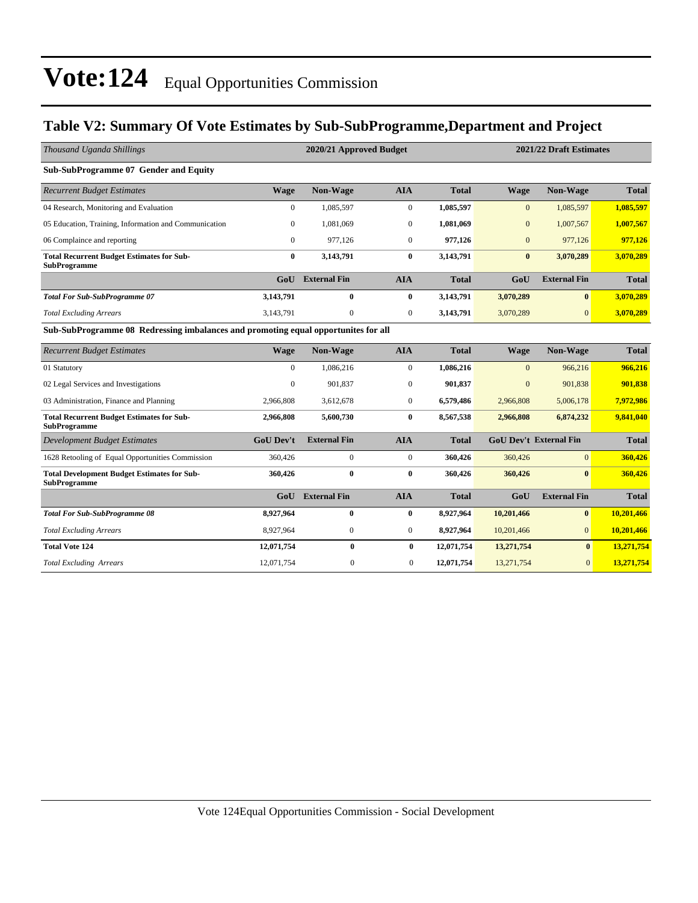# Vote:124 Equal Opportunities Commission

## Table V2: Summary Of Vote Estimates by Sub-SubProgramme,Department and Project

| *Thousand Uganda Shillings* | 2020/21 Approved Budget | | | | 2021/22 Draft Estimates | | |
|---|---|---|---|---|---|---|---|
| **Sub-SubProgramme 07 Gender and Equity** | | | | | | | |
| *Recurrent Budget Estimates* | **Wage** | **Non-Wage** | **AIA** | **Total** | **Wage** | **Non-Wage** | **Total** |
| 04 Research, Monitoring and Evaluation | 0 | 1,085,597 | 0 | **1,085,597** | 0 | 1,085,597 | **1,085,597** |
| 05 Education, Training, Information and Communication | 0 | 1,081,069 | 0 | **1,081,069** | 0 | 1,007,567 | **1,007,567** |
| 06 Complaince and reporting | 0 | 977,126 | 0 | **977,126** | 0 | 977,126 | **977,126** |
| **Total Recurrent Budget Estimates for Sub-SubProgramme** | **0** | **3,143,791** | **0** | **3,143,791** | **0** | **3,070,289** | **3,070,289** |
| | **GoU** | **External Fin** | **AIA** | **Total** | **GoU** | **External Fin** | **Total** |
| ***Total For Sub-SubProgramme 07*** | **3,143,791** | **0** | **0** | **3,143,791** | **3,070,289** | **0** | **3,070,289** |
| *Total Excluding Arrears* | 3,143,791 | 0 | 0 | **3,143,791** | 3,070,289 | 0 | **3,070,289** |
| **Sub-SubProgramme 08 Redressing imbalances and promoting equal opportunites for all** | | | | | | | |
| *Recurrent Budget Estimates* | **Wage** | **Non-Wage** | **AIA** | **Total** | **Wage** | **Non-Wage** | **Total** |
| 01 Statutory | 0 | 1,086,216 | 0 | **1,086,216** | 0 | 966,216 | **966,216** |
| 02 Legal Services and Investigations | 0 | 901,837 | 0 | **901,837** | 0 | 901,838 | **901,838** |
| 03 Administration, Finance and Planning | 2,966,808 | 3,612,678 | 0 | **6,579,486** | 2,966,808 | 5,006,178 | **7,972,986** |
| **Total Recurrent Budget Estimates for Sub-SubProgramme** | **2,966,808** | **5,600,730** | **0** | **8,567,538** | **2,966,808** | **6,874,232** | **9,841,040** |
| *Development Budget Estimates* | **GoU Dev't** | **External Fin** | **AIA** | **Total** | **GoU Dev't** | **External Fin** | **Total** |
| 1628 Retooling of Equal Opportunities Commission | 360,426 | 0 | 0 | **360,426** | 360,426 | 0 | **360,426** |
| **Total Development Budget Estimates for Sub-SubProgramme** | **360,426** | **0** | **0** | **360,426** | **360,426** | **0** | **360,426** |
| | **GoU** | **External Fin** | **AIA** | **Total** | **GoU** | **External Fin** | **Total** |
| ***Total For Sub-SubProgramme 08*** | **8,927,964** | **0** | **0** | **8,927,964** | **10,201,466** | **0** | **10,201,466** |
| *Total Excluding Arrears* | 8,927,964 | 0 | 0 | **8,927,964** | 10,201,466 | 0 | **10,201,466** |
| **Total Vote 124** | **12,071,754** | **0** | **0** | **12,071,754** | **13,271,754** | **0** | **13,271,754** |
| *Total Excluding Arrears* | 12,071,754 | 0 | 0 | **12,071,754** | 13,271,754 | 0 | **13,271,754** |

Vote 124Equal Opportunities Commission - Social Development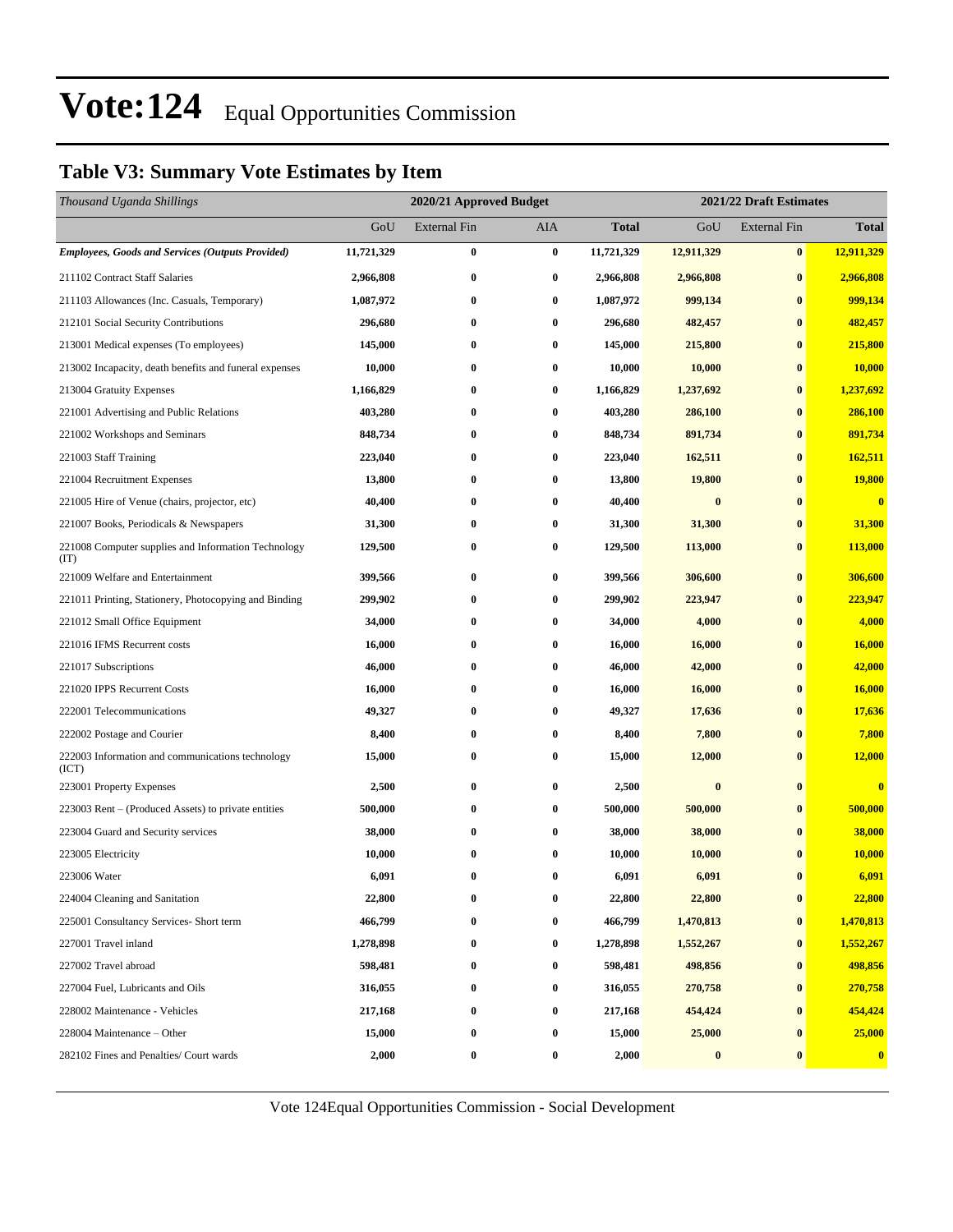# Vote:124 Equal Opportunities Commission

## Table V3: Summary Vote Estimates by Item

| *Thousand Uganda Shillings* | 2020/21 Approved Budget | | | | 2021/22 Draft Estimates | | |
|---|---|---|---|---|---|---|---|
| | GoU | External Fin | AIA | **Total** | GoU | External Fin | **Total** |
| ***Employees, Goods and Services (Outputs Provided)*** | **11,721,329** | **0** | **0** | **11,721,329** | **12,911,329** | **0** | **12,911,329** |
| 211102 Contract Staff Salaries | **2,966,808** | **0** | **0** | **2,966,808** | **2,966,808** | **0** | **2,966,808** |
| 211103 Allowances (Inc. Casuals, Temporary) | **1,087,972** | **0** | **0** | **1,087,972** | **999,134** | **0** | **999,134** |
| 212101 Social Security Contributions | **296,680** | **0** | **0** | **296,680** | **482,457** | **0** | **482,457** |
| 213001 Medical expenses (To employees) | **145,000** | **0** | **0** | **145,000** | **215,800** | **0** | **215,800** |
| 213002 Incapacity, death benefits and funeral expenses | **10,000** | **0** | **0** | **10,000** | **10,000** | **0** | **10,000** |
| 213004 Gratuity Expenses | **1,166,829** | **0** | **0** | **1,166,829** | **1,237,692** | **0** | **1,237,692** |
| 221001 Advertising and Public Relations | **403,280** | **0** | **0** | **403,280** | **286,100** | **0** | **286,100** |
| 221002 Workshops and Seminars | **848,734** | **0** | **0** | **848,734** | **891,734** | **0** | **891,734** |
| 221003 Staff Training | **223,040** | **0** | **0** | **223,040** | **162,511** | **0** | **162,511** |
| 221004 Recruitment Expenses | **13,800** | **0** | **0** | **13,800** | **19,800** | **0** | **19,800** |
| 221005 Hire of Venue (chairs, projector, etc) | **40,400** | **0** | **0** | **40,400** | **0** | **0** | **0** |
| 221007 Books, Periodicals & Newspapers | **31,300** | **0** | **0** | **31,300** | **31,300** | **0** | **31,300** |
| 221008 Computer supplies and Information Technology (IT) | **129,500** | **0** | **0** | **129,500** | **113,000** | **0** | **113,000** |
| 221009 Welfare and Entertainment | **399,566** | **0** | **0** | **399,566** | **306,600** | **0** | **306,600** |
| 221011 Printing, Stationery, Photocopying and Binding | **299,902** | **0** | **0** | **299,902** | **223,947** | **0** | **223,947** |
| 221012 Small Office Equipment | **34,000** | **0** | **0** | **34,000** | **4,000** | **0** | **4,000** |
| 221016 IFMS Recurrent costs | **16,000** | **0** | **0** | **16,000** | **16,000** | **0** | **16,000** |
| 221017 Subscriptions | **46,000** | **0** | **0** | **46,000** | **42,000** | **0** | **42,000** |
| 221020 IPPS Recurrent Costs | **16,000** | **0** | **0** | **16,000** | **16,000** | **0** | **16,000** |
| 222001 Telecommunications | **49,327** | **0** | **0** | **49,327** | **17,636** | **0** | **17,636** |
| 222002 Postage and Courier | **8,400** | **0** | **0** | **8,400** | **7,800** | **0** | **7,800** |
| 222003 Information and communications technology (ICT) | **15,000** | **0** | **0** | **15,000** | **12,000** | **0** | **12,000** |
| 223001 Property Expenses | **2,500** | **0** | **0** | **2,500** | **0** | **0** | **0** |
| 223003 Rent – (Produced Assets) to private entities | **500,000** | **0** | **0** | **500,000** | **500,000** | **0** | **500,000** |
| 223004 Guard and Security services | **38,000** | **0** | **0** | **38,000** | **38,000** | **0** | **38,000** |
| 223005 Electricity | **10,000** | **0** | **0** | **10,000** | **10,000** | **0** | **10,000** |
| 223006 Water | **6,091** | **0** | **0** | **6,091** | **6,091** | **0** | **6,091** |
| 224004 Cleaning and Sanitation | **22,800** | **0** | **0** | **22,800** | **22,800** | **0** | **22,800** |
| 225001 Consultancy Services- Short term | **466,799** | **0** | **0** | **466,799** | **1,470,813** | **0** | **1,470,813** |
| 227001 Travel inland | **1,278,898** | **0** | **0** | **1,278,898** | **1,552,267** | **0** | **1,552,267** |
| 227002 Travel abroad | **598,481** | **0** | **0** | **598,481** | **498,856** | **0** | **498,856** |
| 227004 Fuel, Lubricants and Oils | **316,055** | **0** | **0** | **316,055** | **270,758** | **0** | **270,758** |
| 228002 Maintenance - Vehicles | **217,168** | **0** | **0** | **217,168** | **454,424** | **0** | **454,424** |
| 228004 Maintenance – Other | **15,000** | **0** | **0** | **15,000** | **25,000** | **0** | **25,000** |
| 282102 Fines and Penalties/ Court wards | **2,000** | **0** | **0** | **2,000** | **0** | **0** | **0** |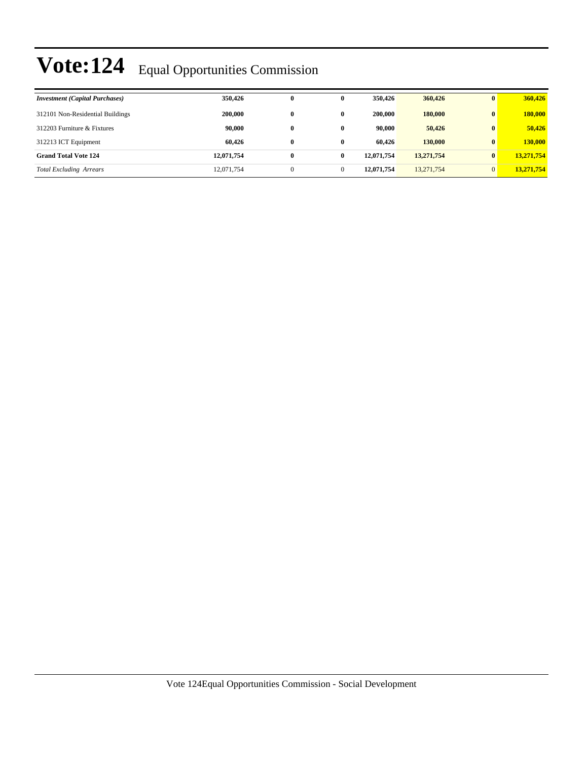# Vote:124 Equal Opportunities Commission

| | | | | | | | |
|---|---|---|---|---|---|---|---|
| ***Investment (Capital Purchases)*** | **350,426** | **0** | **0** | **350,426** | **360,426** | **0** | **360,426** |
| 312101 Non-Residential Buildings | **200,000** | **0** | **0** | **200,000** | **180,000** | **0** | **180,000** |
| 312203 Furniture & Fixtures | **90,000** | **0** | **0** | **90,000** | **50,426** | **0** | **50,426** |
| 312213 ICT Equipment | **60,426** | **0** | **0** | **60,426** | **130,000** | **0** | **130,000** |
| **Grand Total Vote 124** | **12,071,754** | **0** | **0** | **12,071,754** | **13,271,754** | **0** | **13,271,754** |
| *Total Excluding Arrears* | 12,071,754 | 0 | 0 | **12,071,754** | 13,271,754 | 0 | **13,271,754** |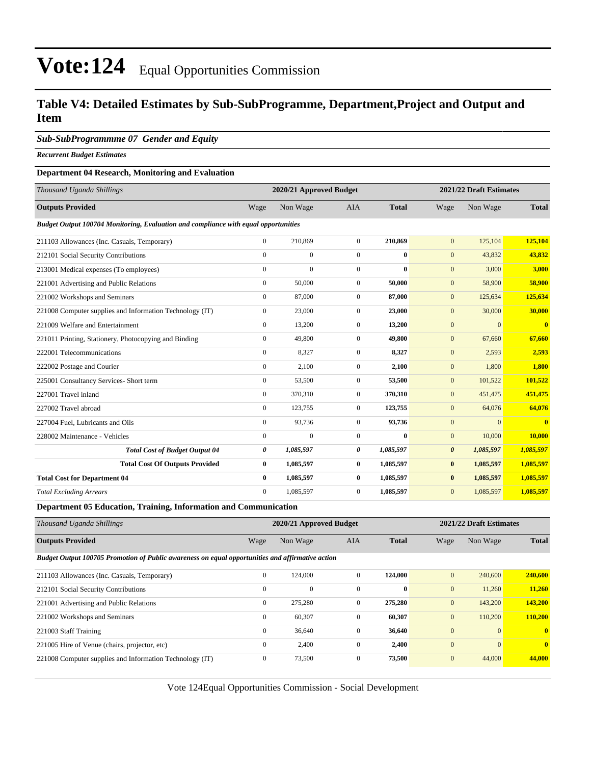# Vote:124 Equal Opportunities Commission

## Table V4: Detailed Estimates by Sub-SubProgramme, Department,Project and Output and Item

### *Sub-SubProgrammme 07 Gender and Equity*

***Recurrent Budget Estimates***

**Department 04 Research, Monitoring and Evaluation**

| *Thousand Uganda Shillings* | 2020/21 Approved Budget | | | | 2021/22 Draft Estimates | | |
|---|---|---|---|---|---|---|---|
| **Outputs Provided** | Wage | Non Wage | AIA | **Total** | Wage | Non Wage | **Total** |
| ***Budget Output 100704 Monitoring, Evaluation and compliance with equal opportunities*** | | | | | | | |
| 211103 Allowances (Inc. Casuals, Temporary) | 0 | 210,869 | 0 | **210,869** | 0 | 125,104 | **125,104** |
| 212101 Social Security Contributions | 0 | 0 | 0 | **0** | 0 | 43,832 | **43,832** |
| 213001 Medical expenses (To employees) | 0 | 0 | 0 | **0** | 0 | 3,000 | **3,000** |
| 221001 Advertising and Public Relations | 0 | 50,000 | 0 | **50,000** | 0 | 58,900 | **58,900** |
| 221002 Workshops and Seminars | 0 | 87,000 | 0 | **87,000** | 0 | 125,634 | **125,634** |
| 221008 Computer supplies and Information Technology (IT) | 0 | 23,000 | 0 | **23,000** | 0 | 30,000 | **30,000** |
| 221009 Welfare and Entertainment | 0 | 13,200 | 0 | **13,200** | 0 | 0 | **0** |
| 221011 Printing, Stationery, Photocopying and Binding | 0 | 49,800 | 0 | **49,800** | 0 | 67,660 | **67,660** |
| 222001 Telecommunications | 0 | 8,327 | 0 | **8,327** | 0 | 2,593 | **2,593** |
| 222002 Postage and Courier | 0 | 2,100 | 0 | **2,100** | 0 | 1,800 | **1,800** |
| 225001 Consultancy Services- Short term | 0 | 53,500 | 0 | **53,500** | 0 | 101,522 | **101,522** |
| 227001 Travel inland | 0 | 370,310 | 0 | **370,310** | 0 | 451,475 | **451,475** |
| 227002 Travel abroad | 0 | 123,755 | 0 | **123,755** | 0 | 64,076 | **64,076** |
| 227004 Fuel, Lubricants and Oils | 0 | 93,736 | 0 | **93,736** | 0 | 0 | **0** |
| 228002 Maintenance - Vehicles | 0 | 0 | 0 | **0** | 0 | 10,000 | **10,000** |
| ***Total Cost of Budget Output 04*** | ***0*** | ***1,085,597*** | ***0*** | ***1,085,597*** | ***0*** | ***1,085,597*** | ***1,085,597*** |
| **Total Cost Of Outputs Provided** | **0** | **1,085,597** | **0** | **1,085,597** | **0** | **1,085,597** | **1,085,597** |
| **Total Cost for Department 04** | **0** | **1,085,597** | **0** | **1,085,597** | **0** | **1,085,597** | **1,085,597** |
| *Total Excluding Arrears* | 0 | 1,085,597 | 0 | **1,085,597** | 0 | 1,085,597 | **1,085,597** |

**Department 05 Education, Training, Information and Communication**

| *Thousand Uganda Shillings* | 2020/21 Approved Budget | | | | 2021/22 Draft Estimates | | |
|---|---|---|---|---|---|---|---|
| **Outputs Provided** | Wage | Non Wage | AIA | **Total** | Wage | Non Wage | **Total** |
| ***Budget Output 100705 Promotion of Public awareness on equal opportunities and affirmative action*** | | | | | | | |
| 211103 Allowances (Inc. Casuals, Temporary) | 0 | 124,000 | 0 | **124,000** | 0 | 240,600 | **240,600** |
| 212101 Social Security Contributions | 0 | 0 | 0 | **0** | 0 | 11,260 | **11,260** |
| 221001 Advertising and Public Relations | 0 | 275,280 | 0 | **275,280** | 0 | 143,200 | **143,200** |
| 221002 Workshops and Seminars | 0 | 60,307 | 0 | **60,307** | 0 | 110,200 | **110,200** |
| 221003 Staff Training | 0 | 36,640 | 0 | **36,640** | 0 | 0 | **0** |
| 221005 Hire of Venue (chairs, projector, etc) | 0 | 2,400 | 0 | **2,400** | 0 | 0 | **0** |
| 221008 Computer supplies and Information Technology (IT) | 0 | 73,500 | 0 | **73,500** | 0 | 44,000 | **44,000** |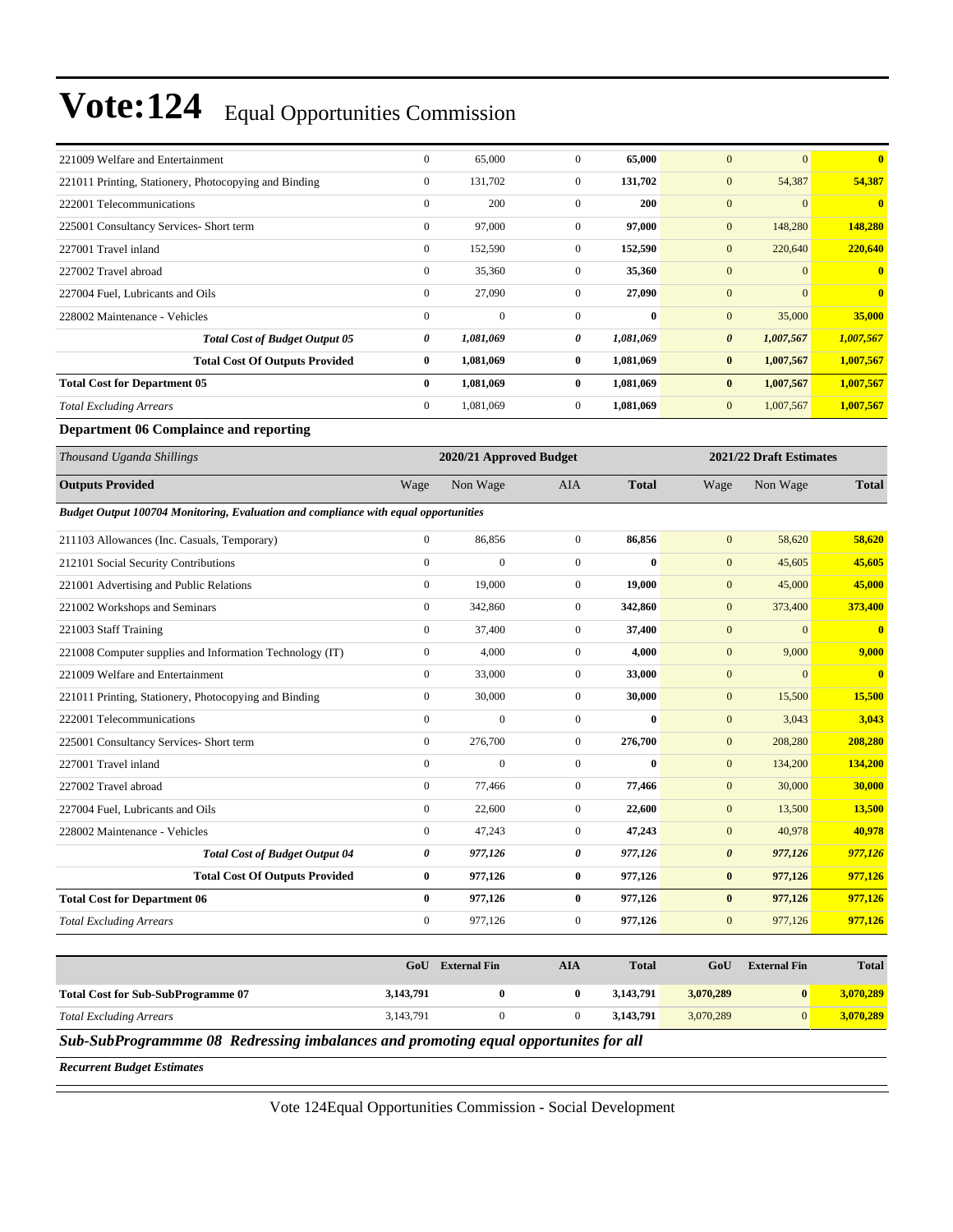# Vote:124 Equal Opportunities Commission

| | Wage | Non Wage | AIA | Total | Wage | Non Wage | Total |
|---|---|---|---|---|---|---|---|
| 221009 Welfare and Entertainment | 0 | 65,000 | 0 | **65,000** | 0 | 0 | **0** |
| 221011 Printing, Stationery, Photocopying and Binding | 0 | 131,702 | 0 | **131,702** | 0 | 54,387 | **54,387** |
| 222001 Telecommunications | 0 | 200 | 0 | **200** | 0 | 0 | **0** |
| 225001 Consultancy Services- Short term | 0 | 97,000 | 0 | **97,000** | 0 | 148,280 | **148,280** |
| 227001 Travel inland | 0 | 152,590 | 0 | **152,590** | 0 | 220,640 | **220,640** |
| 227002 Travel abroad | 0 | 35,360 | 0 | **35,360** | 0 | 0 | **0** |
| 227004 Fuel, Lubricants and Oils | 0 | 27,090 | 0 | **27,090** | 0 | 0 | **0** |
| 228002 Maintenance - Vehicles | 0 | 0 | 0 | **0** | 0 | 35,000 | **35,000** |
| ***Total Cost of Budget Output 05*** | ***0*** | ***1,081,069*** | ***0*** | ***1,081,069*** | ***0*** | ***1,007,567*** | ***1,007,567*** |
| **Total Cost Of Outputs Provided** | **0** | **1,081,069** | **0** | **1,081,069** | **0** | **1,007,567** | **1,007,567** |
| **Total Cost for Department 05** | **0** | **1,081,069** | **0** | **1,081,069** | **0** | **1,007,567** | **1,007,567** |
| *Total Excluding Arrears* | 0 | 1,081,069 | 0 | **1,081,069** | 0 | 1,007,567 | **1,007,567** |

**Department 06 Complaince and reporting**

| *Thousand Uganda Shillings* | 2020/21 Approved Budget | | | | 2021/22 Draft Estimates | | |
|---|---|---|---|---|---|---|---|
| **Outputs Provided** | Wage | Non Wage | AIA | **Total** | Wage | Non Wage | **Total** |
| ***Budget Output 100704 Monitoring, Evaluation and compliance with equal opportunities*** | | | | | | | |
| 211103 Allowances (Inc. Casuals, Temporary) | 0 | 86,856 | 0 | **86,856** | 0 | 58,620 | **58,620** |
| 212101 Social Security Contributions | 0 | 0 | 0 | **0** | 0 | 45,605 | **45,605** |
| 221001 Advertising and Public Relations | 0 | 19,000 | 0 | **19,000** | 0 | 45,000 | **45,000** |
| 221002 Workshops and Seminars | 0 | 342,860 | 0 | **342,860** | 0 | 373,400 | **373,400** |
| 221003 Staff Training | 0 | 37,400 | 0 | **37,400** | 0 | 0 | **0** |
| 221008 Computer supplies and Information Technology (IT) | 0 | 4,000 | 0 | **4,000** | 0 | 9,000 | **9,000** |
| 221009 Welfare and Entertainment | 0 | 33,000 | 0 | **33,000** | 0 | 0 | **0** |
| 221011 Printing, Stationery, Photocopying and Binding | 0 | 30,000 | 0 | **30,000** | 0 | 15,500 | **15,500** |
| 222001 Telecommunications | 0 | 0 | 0 | **0** | 0 | 3,043 | **3,043** |
| 225001 Consultancy Services- Short term | 0 | 276,700 | 0 | **276,700** | 0 | 208,280 | **208,280** |
| 227001 Travel inland | 0 | 0 | 0 | **0** | 0 | 134,200 | **134,200** |
| 227002 Travel abroad | 0 | 77,466 | 0 | **77,466** | 0 | 30,000 | **30,000** |
| 227004 Fuel, Lubricants and Oils | 0 | 22,600 | 0 | **22,600** | 0 | 13,500 | **13,500** |
| 228002 Maintenance - Vehicles | 0 | 47,243 | 0 | **47,243** | 0 | 40,978 | **40,978** |
| ***Total Cost of Budget Output 04*** | ***0*** | ***977,126*** | ***0*** | ***977,126*** | ***0*** | ***977,126*** | ***977,126*** |
| **Total Cost Of Outputs Provided** | **0** | **977,126** | **0** | **977,126** | **0** | **977,126** | **977,126** |
| **Total Cost for Department 06** | **0** | **977,126** | **0** | **977,126** | **0** | **977,126** | **977,126** |
| *Total Excluding Arrears* | 0 | 977,126 | 0 | **977,126** | 0 | 977,126 | **977,126** |

| | GoU | External Fin | AIA | Total | GoU | External Fin | Total |
|---|---|---|---|---|---|---|---|
| **Total Cost for Sub-SubProgramme 07** | **3,143,791** | **0** | **0** | **3,143,791** | **3,070,289** | **0** | **3,070,289** |
| *Total Excluding Arrears* | 3,143,791 | 0 | 0 | **3,143,791** | 3,070,289 | 0 | **3,070,289** |

***Sub-SubProgrammme 08 Redressing imbalances and promoting equal opportunites for all***

***Recurrent Budget Estimates***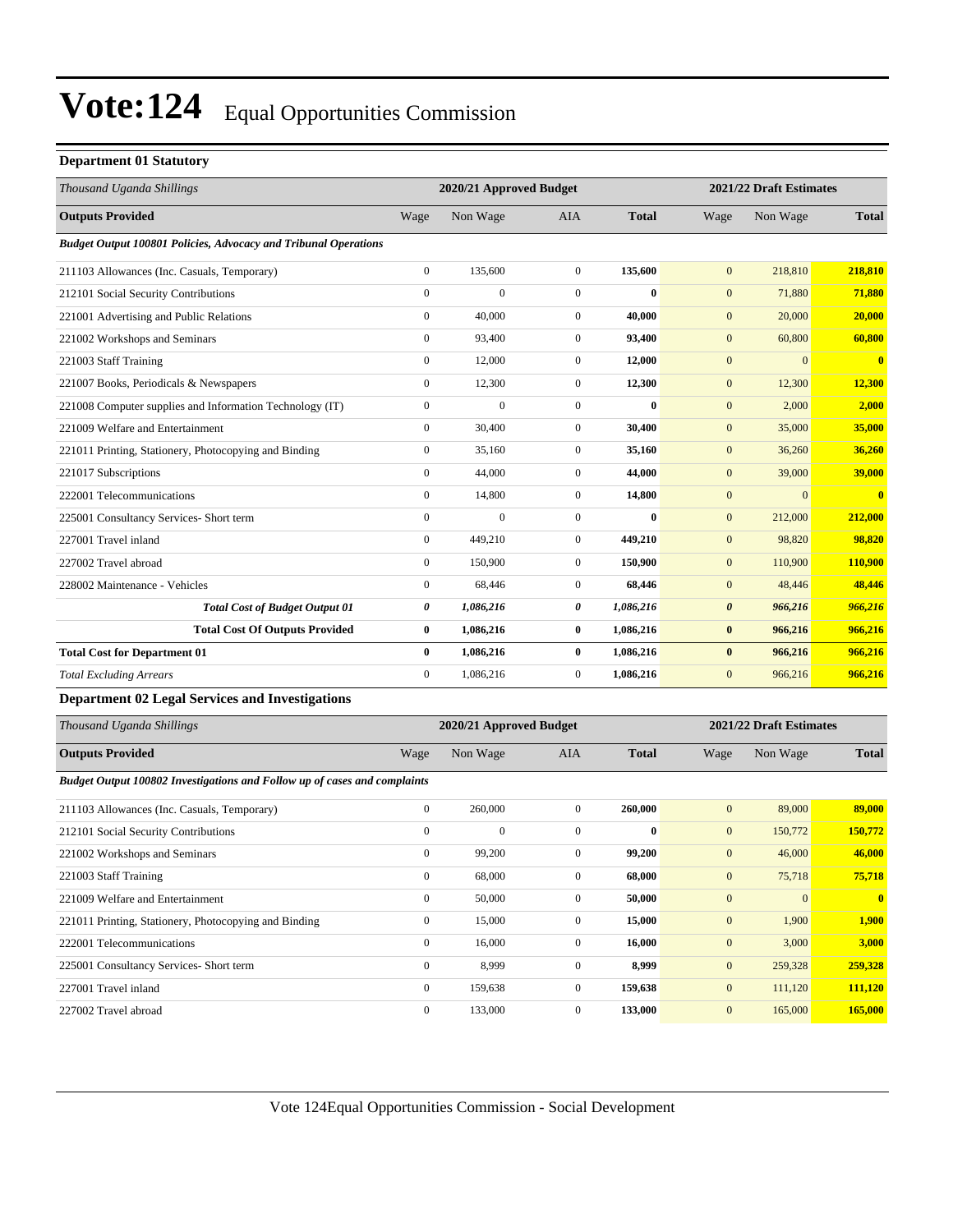# Vote:124 Equal Opportunities Commission

**Department 01 Statutory**

| *Thousand Uganda Shillings* | 2020/21 Approved Budget | | | | 2021/22 Draft Estimates | | |
|---|---|---|---|---|---|---|---|
| **Outputs Provided** | Wage | Non Wage | AIA | **Total** | Wage | Non Wage | **Total** |
| ***Budget Output 100801 Policies, Advocacy and Tribunal Operations*** | | | | | | | |
| 211103 Allowances (Inc. Casuals, Temporary) | 0 | 135,600 | 0 | **135,600** | 0 | 218,810 | **218,810** |
| 212101 Social Security Contributions | 0 | 0 | 0 | **0** | 0 | 71,880 | **71,880** |
| 221001 Advertising and Public Relations | 0 | 40,000 | 0 | **40,000** | 0 | 20,000 | **20,000** |
| 221002 Workshops and Seminars | 0 | 93,400 | 0 | **93,400** | 0 | 60,800 | **60,800** |
| 221003 Staff Training | 0 | 12,000 | 0 | **12,000** | 0 | 0 | **0** |
| 221007 Books, Periodicals & Newspapers | 0 | 12,300 | 0 | **12,300** | 0 | 12,300 | **12,300** |
| 221008 Computer supplies and Information Technology (IT) | 0 | 0 | 0 | **0** | 0 | 2,000 | **2,000** |
| 221009 Welfare and Entertainment | 0 | 30,400 | 0 | **30,400** | 0 | 35,000 | **35,000** |
| 221011 Printing, Stationery, Photocopying and Binding | 0 | 35,160 | 0 | **35,160** | 0 | 36,260 | **36,260** |
| 221017 Subscriptions | 0 | 44,000 | 0 | **44,000** | 0 | 39,000 | **39,000** |
| 222001 Telecommunications | 0 | 14,800 | 0 | **14,800** | 0 | 0 | **0** |
| 225001 Consultancy Services- Short term | 0 | 0 | 0 | **0** | 0 | 212,000 | **212,000** |
| 227001 Travel inland | 0 | 449,210 | 0 | **449,210** | 0 | 98,820 | **98,820** |
| 227002 Travel abroad | 0 | 150,900 | 0 | **150,900** | 0 | 110,900 | **110,900** |
| 228002 Maintenance - Vehicles | 0 | 68,446 | 0 | **68,446** | 0 | 48,446 | **48,446** |
| ***Total Cost of Budget Output 01*** | ***0*** | ***1,086,216*** | ***0*** | ***1,086,216*** | ***0*** | ***966,216*** | ***966,216*** |
| **Total Cost Of Outputs Provided** | **0** | **1,086,216** | **0** | **1,086,216** | **0** | **966,216** | **966,216** |
| **Total Cost for Department 01** | **0** | **1,086,216** | **0** | **1,086,216** | **0** | **966,216** | **966,216** |
| *Total Excluding Arrears* | 0 | 1,086,216 | 0 | **1,086,216** | 0 | 966,216 | **966,216** |

**Department 02 Legal Services and Investigations**

| *Thousand Uganda Shillings* | 2020/21 Approved Budget | | | | 2021/22 Draft Estimates | | |
|---|---|---|---|---|---|---|---|
| **Outputs Provided** | Wage | Non Wage | AIA | **Total** | Wage | Non Wage | **Total** |
| ***Budget Output 100802 Investigations and Follow up of cases and complaints*** | | | | | | | |
| 211103 Allowances (Inc. Casuals, Temporary) | 0 | 260,000 | 0 | **260,000** | 0 | 89,000 | **89,000** |
| 212101 Social Security Contributions | 0 | 0 | 0 | **0** | 0 | 150,772 | **150,772** |
| 221002 Workshops and Seminars | 0 | 99,200 | 0 | **99,200** | 0 | 46,000 | **46,000** |
| 221003 Staff Training | 0 | 68,000 | 0 | **68,000** | 0 | 75,718 | **75,718** |
| 221009 Welfare and Entertainment | 0 | 50,000 | 0 | **50,000** | 0 | 0 | **0** |
| 221011 Printing, Stationery, Photocopying and Binding | 0 | 15,000 | 0 | **15,000** | 0 | 1,900 | **1,900** |
| 222001 Telecommunications | 0 | 16,000 | 0 | **16,000** | 0 | 3,000 | **3,000** |
| 225001 Consultancy Services- Short term | 0 | 8,999 | 0 | **8,999** | 0 | 259,328 | **259,328** |
| 227001 Travel inland | 0 | 159,638 | 0 | **159,638** | 0 | 111,120 | **111,120** |
| 227002 Travel abroad | 0 | 133,000 | 0 | **133,000** | 0 | 165,000 | **165,000** |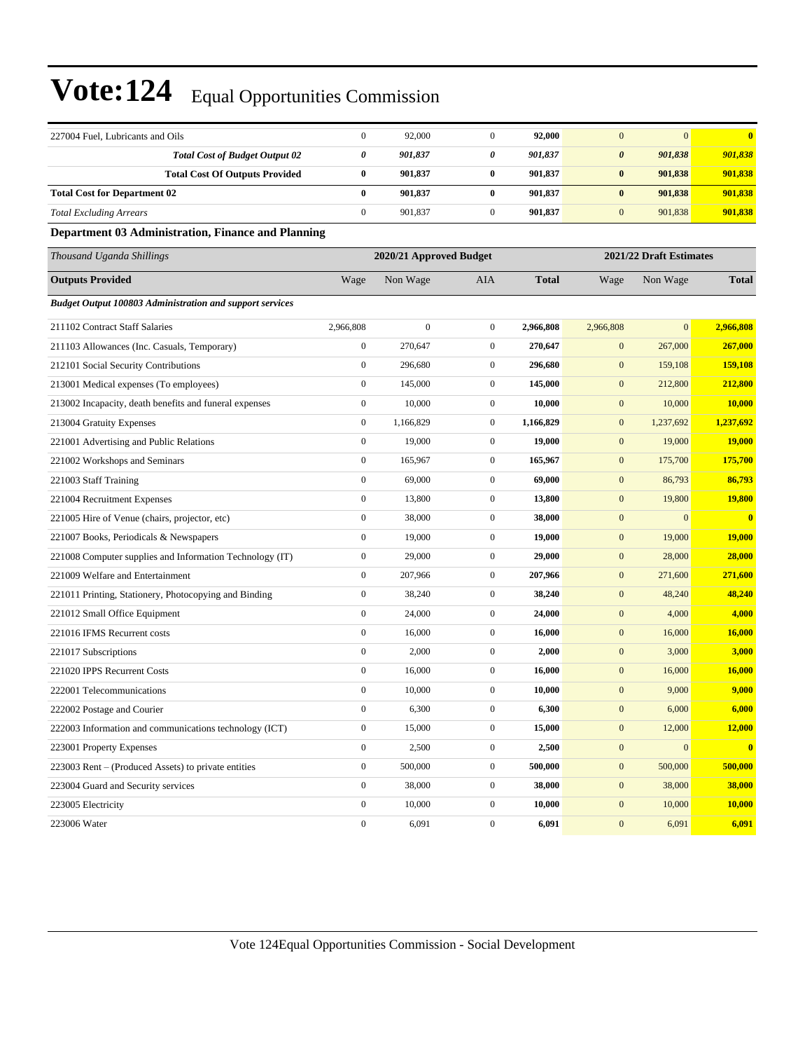| | | | | | | | |
|---|---|---|---|---|---|---|---|
| 227004 Fuel, Lubricants and Oils | 0 | 92,000 | 0 | **92,000** | 0 | 0 | **0** |
| ***Total Cost of Budget Output 02*** | ***0*** | ***901,837*** | ***0*** | ***901,837*** | ***0*** | ***901,838*** | ***901,838*** |
| **Total Cost Of Outputs Provided** | **0** | **901,837** | **0** | **901,837** | **0** | **901,838** | **901,838** |
| **Total Cost for Department 02** | **0** | **901,837** | **0** | **901,837** | **0** | **901,838** | **901,838** |
| *Total Excluding Arrears* | 0 | 901,837 | 0 | **901,837** | 0 | 901,838 | **901,838** |

**Department 03 Administration, Finance and Planning**

| *Thousand Uganda Shillings* | 2020/21 Approved Budget | | | | 2021/22 Draft Estimates | | |
|---|---|---|---|---|---|---|---|
| **Outputs Provided** | Wage | Non Wage | AIA | **Total** | Wage | Non Wage | **Total** |
| ***Budget Output 100803 Administration and support services*** | | | | | | | |
| 211102 Contract Staff Salaries | 2,966,808 | 0 | 0 | **2,966,808** | 2,966,808 | 0 | **2,966,808** |
| 211103 Allowances (Inc. Casuals, Temporary) | 0 | 270,647 | 0 | **270,647** | 0 | 267,000 | **267,000** |
| 212101 Social Security Contributions | 0 | 296,680 | 0 | **296,680** | 0 | 159,108 | **159,108** |
| 213001 Medical expenses (To employees) | 0 | 145,000 | 0 | **145,000** | 0 | 212,800 | **212,800** |
| 213002 Incapacity, death benefits and funeral expenses | 0 | 10,000 | 0 | **10,000** | 0 | 10,000 | **10,000** |
| 213004 Gratuity Expenses | 0 | 1,166,829 | 0 | **1,166,829** | 0 | 1,237,692 | **1,237,692** |
| 221001 Advertising and Public Relations | 0 | 19,000 | 0 | **19,000** | 0 | 19,000 | **19,000** |
| 221002 Workshops and Seminars | 0 | 165,967 | 0 | **165,967** | 0 | 175,700 | **175,700** |
| 221003 Staff Training | 0 | 69,000 | 0 | **69,000** | 0 | 86,793 | **86,793** |
| 221004 Recruitment Expenses | 0 | 13,800 | 0 | **13,800** | 0 | 19,800 | **19,800** |
| 221005 Hire of Venue (chairs, projector, etc) | 0 | 38,000 | 0 | **38,000** | 0 | 0 | **0** |
| 221007 Books, Periodicals & Newspapers | 0 | 19,000 | 0 | **19,000** | 0 | 19,000 | **19,000** |
| 221008 Computer supplies and Information Technology (IT) | 0 | 29,000 | 0 | **29,000** | 0 | 28,000 | **28,000** |
| 221009 Welfare and Entertainment | 0 | 207,966 | 0 | **207,966** | 0 | 271,600 | **271,600** |
| 221011 Printing, Stationery, Photocopying and Binding | 0 | 38,240 | 0 | **38,240** | 0 | 48,240 | **48,240** |
| 221012 Small Office Equipment | 0 | 24,000 | 0 | **24,000** | 0 | 4,000 | **4,000** |
| 221016 IFMS Recurrent costs | 0 | 16,000 | 0 | **16,000** | 0 | 16,000 | **16,000** |
| 221017 Subscriptions | 0 | 2,000 | 0 | **2,000** | 0 | 3,000 | **3,000** |
| 221020 IPPS Recurrent Costs | 0 | 16,000 | 0 | **16,000** | 0 | 16,000 | **16,000** |
| 222001 Telecommunications | 0 | 10,000 | 0 | **10,000** | 0 | 9,000 | **9,000** |
| 222002 Postage and Courier | 0 | 6,300 | 0 | **6,300** | 0 | 6,000 | **6,000** |
| 222003 Information and communications technology (ICT) | 0 | 15,000 | 0 | **15,000** | 0 | 12,000 | **12,000** |
| 223001 Property Expenses | 0 | 2,500 | 0 | **2,500** | 0 | 0 | **0** |
| 223003 Rent – (Produced Assets) to private entities | 0 | 500,000 | 0 | **500,000** | 0 | 500,000 | **500,000** |
| 223004 Guard and Security services | 0 | 38,000 | 0 | **38,000** | 0 | 38,000 | **38,000** |
| 223005 Electricity | 0 | 10,000 | 0 | **10,000** | 0 | 10,000 | **10,000** |
| 223006 Water | 0 | 6,091 | 0 | **6,091** | 0 | 6,091 | **6,091** |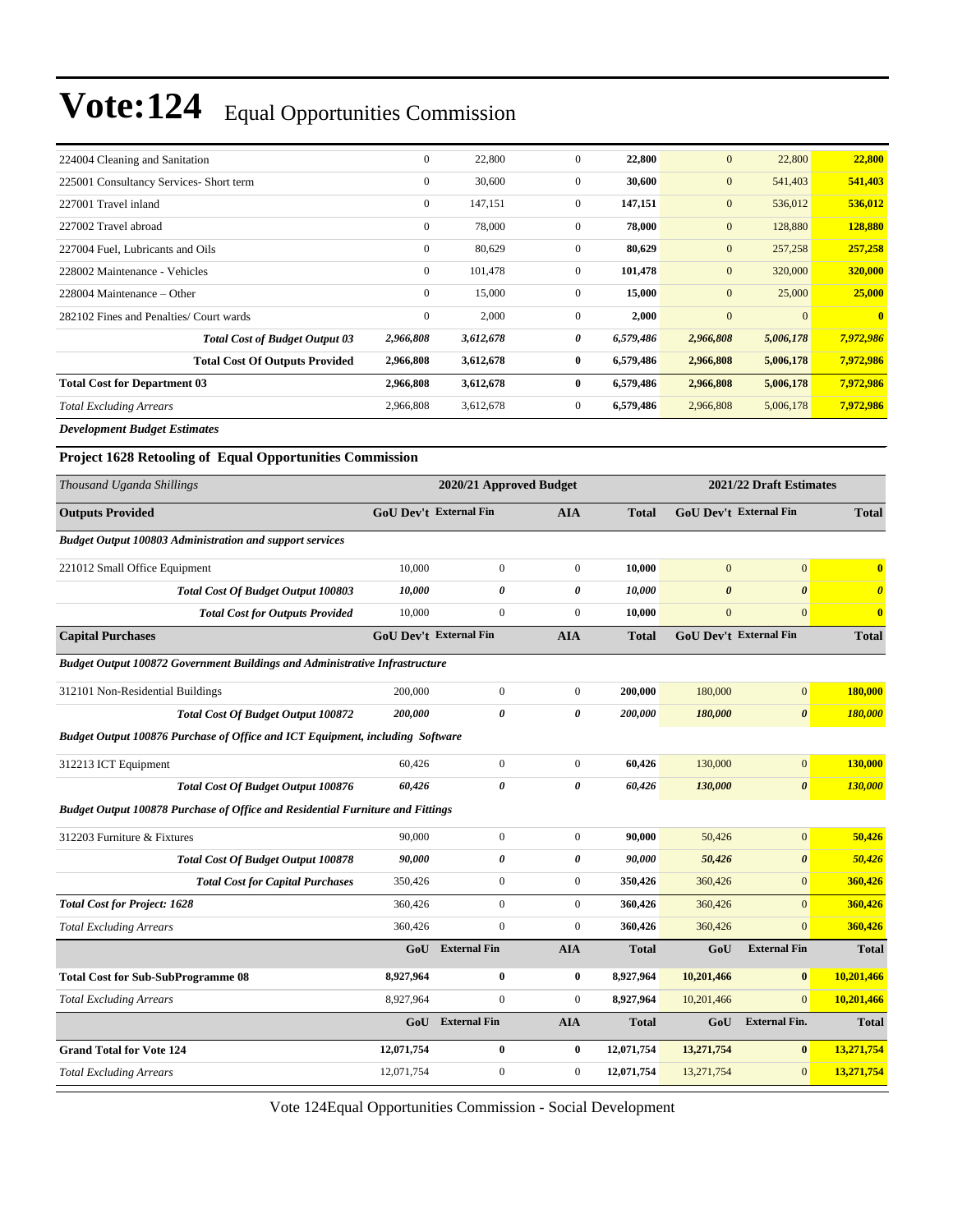# Vote:124 Equal Opportunities Commission

| | | | | | | | |
|---|---|---|---|---|---|---|---|
| 224004 Cleaning and Sanitation | 0 | 22,800 | 0 | **22,800** | 0 | 22,800 | **22,800** |
| 225001 Consultancy Services- Short term | 0 | 30,600 | 0 | **30,600** | 0 | 541,403 | **541,403** |
| 227001 Travel inland | 0 | 147,151 | 0 | **147,151** | 0 | 536,012 | **536,012** |
| 227002 Travel abroad | 0 | 78,000 | 0 | **78,000** | 0 | 128,880 | **128,880** |
| 227004 Fuel, Lubricants and Oils | 0 | 80,629 | 0 | **80,629** | 0 | 257,258 | **257,258** |
| 228002 Maintenance - Vehicles | 0 | 101,478 | 0 | **101,478** | 0 | 320,000 | **320,000** |
| 228004 Maintenance – Other | 0 | 15,000 | 0 | **15,000** | 0 | 25,000 | **25,000** |
| 282102 Fines and Penalties/ Court wards | 0 | 2,000 | 0 | **2,000** | 0 | 0 | **0** |
| ***Total Cost of Budget Output 03*** | ***2,966,808*** | ***3,612,678*** | ***0*** | ***6,579,486*** | ***2,966,808*** | ***5,006,178*** | ***7,972,986*** |
| **Total Cost Of Outputs Provided** | **2,966,808** | **3,612,678** | **0** | **6,579,486** | **2,966,808** | **5,006,178** | **7,972,986** |
| **Total Cost for Department 03** | **2,966,808** | **3,612,678** | **0** | **6,579,486** | **2,966,808** | **5,006,178** | **7,972,986** |
| *Total Excluding Arrears* | 2,966,808 | 3,612,678 | 0 | **6,579,486** | 2,966,808 | 5,006,178 | **7,972,986** |

***Development Budget Estimates***

**Project 1628 Retooling of Equal Opportunities Commission**

| *Thousand Uganda Shillings* | 2020/21 Approved Budget | | | | 2021/22 Draft Estimates | | |
|---|---|---|---|---|---|---|---|
| **Outputs Provided** | **GoU Dev't** | **External Fin** | **AIA** | **Total** | **GoU Dev't** | **External Fin** | **Total** |
| ***Budget Output 100803 Administration and support services*** | | | | | | | |
| 221012 Small Office Equipment | 10,000 | 0 | 0 | **10,000** | 0 | 0 | **0** |
| ***Total Cost Of Budget Output 100803*** | ***10,000*** | ***0*** | ***0*** | ***10,000*** | ***0*** | ***0*** | ***0*** |
| ***Total Cost for Outputs Provided*** | 10,000 | 0 | 0 | **10,000** | 0 | 0 | **0** |
| **Capital Purchases** | **GoU Dev't** | **External Fin** | **AIA** | **Total** | **GoU Dev't** | **External Fin** | **Total** |
| ***Budget Output 100872 Government Buildings and Administrative Infrastructure*** | | | | | | | |
| 312101 Non-Residential Buildings | 200,000 | 0 | 0 | **200,000** | 180,000 | 0 | **180,000** |
| ***Total Cost Of Budget Output 100872*** | ***200,000*** | ***0*** | ***0*** | ***200,000*** | ***180,000*** | ***0*** | ***180,000*** |
| ***Budget Output 100876 Purchase of Office and ICT Equipment, including Software*** | | | | | | | |
| 312213 ICT Equipment | 60,426 | 0 | 0 | **60,426** | 130,000 | 0 | **130,000** |
| ***Total Cost Of Budget Output 100876*** | ***60,426*** | ***0*** | ***0*** | ***60,426*** | ***130,000*** | ***0*** | ***130,000*** |
| ***Budget Output 100878 Purchase of Office and Residential Furniture and Fittings*** | | | | | | | |
| 312203 Furniture & Fixtures | 90,000 | 0 | 0 | **90,000** | 50,426 | 0 | **50,426** |
| ***Total Cost Of Budget Output 100878*** | ***90,000*** | ***0*** | ***0*** | ***90,000*** | ***50,426*** | ***0*** | ***50,426*** |
| ***Total Cost for Capital Purchases*** | 350,426 | 0 | 0 | **350,426** | 360,426 | 0 | **360,426** |
| ***Total Cost for Project: 1628*** | 360,426 | 0 | 0 | **360,426** | 360,426 | 0 | **360,426** |
| *Total Excluding Arrears* | 360,426 | 0 | 0 | **360,426** | 360,426 | 0 | **360,426** |
| | **GoU** | **External Fin** | **AIA** | **Total** | **GoU** | **External Fin** | **Total** |
| **Total Cost for Sub-SubProgramme 08** | **8,927,964** | **0** | **0** | **8,927,964** | **10,201,466** | **0** | **10,201,466** |
| *Total Excluding Arrears* | 8,927,964 | 0 | 0 | **8,927,964** | 10,201,466 | 0 | **10,201,466** |
| | **GoU** | **External Fin** | **AIA** | **Total** | **GoU** | **External Fin.** | **Total** |
| **Grand Total for Vote 124** | **12,071,754** | **0** | **0** | **12,071,754** | **13,271,754** | **0** | **13,271,754** |
| *Total Excluding Arrears* | 12,071,754 | 0 | 0 | **12,071,754** | 13,271,754 | 0 | **13,271,754** |